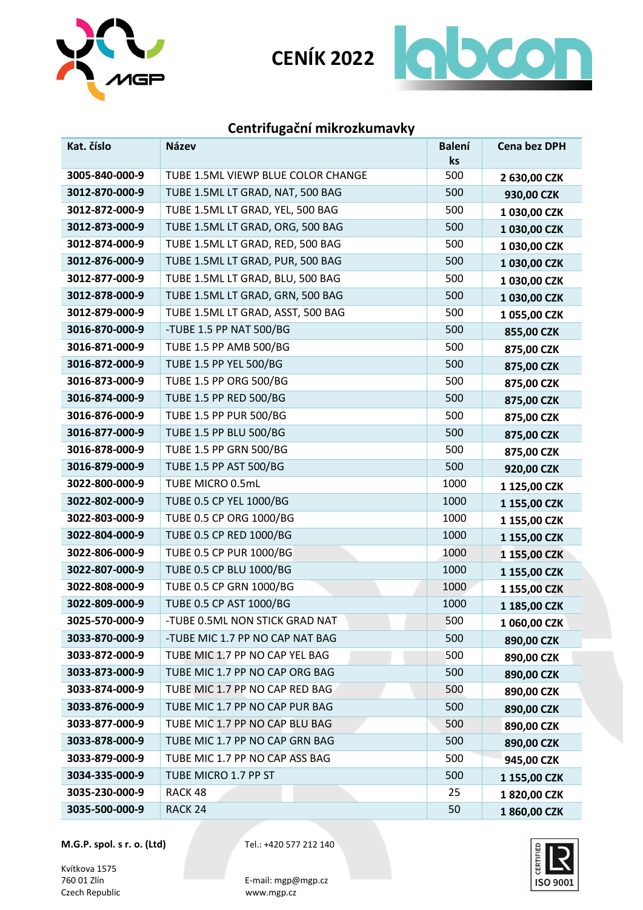# CENÍK 2022

## Centrifugační mikrozkumavky

| Kat. číslo | Název | Balení ks | Cena bez DPH |
|---|---|---|---|
| 3005-840-000-9 | TUBE 1.5ML VIEWP BLUE COLOR CHANGE | 500 | 2 630,00 CZK |
| 3012-870-000-9 | TUBE 1.5ML LT GRAD, NAT, 500 BAG | 500 | 930,00 CZK |
| 3012-872-000-9 | TUBE 1.5ML LT GRAD, YEL, 500 BAG | 500 | 1 030,00 CZK |
| 3012-873-000-9 | TUBE 1.5ML LT GRAD, ORG, 500 BAG | 500 | 1 030,00 CZK |
| 3012-874-000-9 | TUBE 1.5ML LT GRAD, RED, 500 BAG | 500 | 1 030,00 CZK |
| 3012-876-000-9 | TUBE 1.5ML LT GRAD, PUR, 500 BAG | 500 | 1 030,00 CZK |
| 3012-877-000-9 | TUBE 1.5ML LT GRAD, BLU, 500 BAG | 500 | 1 030,00 CZK |
| 3012-878-000-9 | TUBE 1.5ML LT GRAD, GRN, 500 BAG | 500 | 1 030,00 CZK |
| 3012-879-000-9 | TUBE 1.5ML LT GRAD, ASST, 500 BAG | 500 | 1 055,00 CZK |
| 3016-870-000-9 | -TUBE 1.5 PP NAT 500/BG | 500 | 855,00 CZK |
| 3016-871-000-9 | TUBE 1.5 PP AMB 500/BG | 500 | 875,00 CZK |
| 3016-872-000-9 | TUBE 1.5 PP YEL 500/BG | 500 | 875,00 CZK |
| 3016-873-000-9 | TUBE 1.5 PP ORG 500/BG | 500 | 875,00 CZK |
| 3016-874-000-9 | TUBE 1.5 PP RED 500/BG | 500 | 875,00 CZK |
| 3016-876-000-9 | TUBE 1.5 PP PUR 500/BG | 500 | 875,00 CZK |
| 3016-877-000-9 | TUBE 1.5 PP BLU 500/BG | 500 | 875,00 CZK |
| 3016-878-000-9 | TUBE 1.5 PP GRN 500/BG | 500 | 875,00 CZK |
| 3016-879-000-9 | TUBE 1.5 PP AST 500/BG | 500 | 920,00 CZK |
| 3022-800-000-9 | TUBE MICRO 0.5mL | 1000 | 1 125,00 CZK |
| 3022-802-000-9 | TUBE 0.5 CP YEL 1000/BG | 1000 | 1 155,00 CZK |
| 3022-803-000-9 | TUBE 0.5 CP ORG 1000/BG | 1000 | 1 155,00 CZK |
| 3022-804-000-9 | TUBE 0.5 CP RED 1000/BG | 1000 | 1 155,00 CZK |
| 3022-806-000-9 | TUBE 0.5 CP PUR 1000/BG | 1000 | 1 155,00 CZK |
| 3022-807-000-9 | TUBE 0.5 CP BLU 1000/BG | 1000 | 1 155,00 CZK |
| 3022-808-000-9 | TUBE 0.5 CP GRN 1000/BG | 1000 | 1 155,00 CZK |
| 3022-809-000-9 | TUBE 0.5 CP AST 1000/BG | 1000 | 1 185,00 CZK |
| 3025-570-000-9 | -TUBE 0.5ML NON STICK GRAD NAT | 500 | 1 060,00 CZK |
| 3033-870-000-9 | -TUBE MIC 1.7 PP NO CAP NAT BAG | 500 | 890,00 CZK |
| 3033-872-000-9 | TUBE MIC 1.7 PP NO CAP YEL BAG | 500 | 890,00 CZK |
| 3033-873-000-9 | TUBE MIC 1.7 PP NO CAP ORG BAG | 500 | 890,00 CZK |
| 3033-874-000-9 | TUBE MIC 1.7 PP NO CAP RED BAG | 500 | 890,00 CZK |
| 3033-876-000-9 | TUBE MIC 1.7 PP NO CAP PUR BAG | 500 | 890,00 CZK |
| 3033-877-000-9 | TUBE MIC 1.7 PP NO CAP BLU BAG | 500 | 890,00 CZK |
| 3033-878-000-9 | TUBE MIC 1.7 PP NO CAP GRN BAG | 500 | 890,00 CZK |
| 3033-879-000-9 | TUBE MIC 1.7 PP NO CAP ASS BAG | 500 | 945,00 CZK |
| 3034-335-000-9 | TUBE MICRO 1.7 PP ST | 500 | 1 155,00 CZK |
| 3035-230-000-9 | RACK 48 | 25 | 1 820,00 CZK |
| 3035-500-000-9 | RACK 24 | 50 | 1 860,00 CZK |

**M.G.P. spol. s r. o. (Ltd)**

Kvítkova 1575
760 01 Zlín
Czech Republic

Tel.: +420 577 212 140

E-mail: mgp@mgp.cz
www.mgp.cz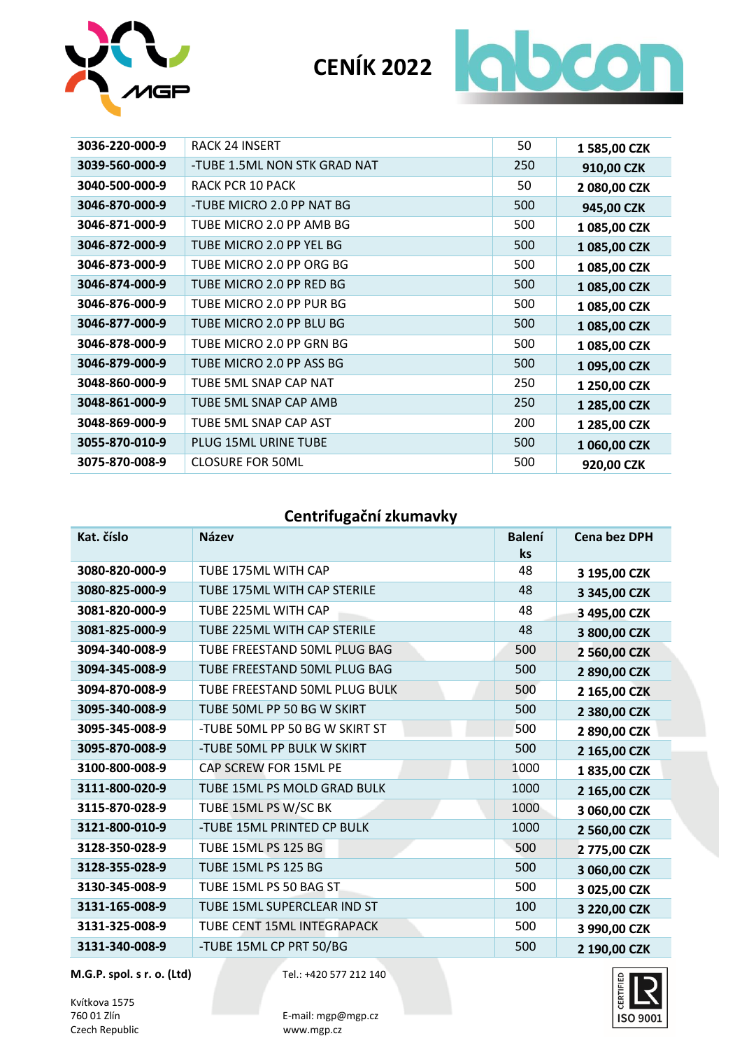# CENÍK 2022

| | | | |
|---|---|---|---|
| 3036-220-000-9 | RACK 24 INSERT | 50 | 1 585,00 CZK |
| 3039-560-000-9 | -TUBE 1.5ML NON STK GRAD NAT | 250 | 910,00 CZK |
| 3040-500-000-9 | RACK PCR 10 PACK | 50 | 2 080,00 CZK |
| 3046-870-000-9 | -TUBE MICRO 2.0 PP NAT BG | 500 | 945,00 CZK |
| 3046-871-000-9 | TUBE MICRO 2.0 PP AMB BG | 500 | 1 085,00 CZK |
| 3046-872-000-9 | TUBE MICRO 2.0 PP YEL BG | 500 | 1 085,00 CZK |
| 3046-873-000-9 | TUBE MICRO 2.0 PP ORG BG | 500 | 1 085,00 CZK |
| 3046-874-000-9 | TUBE MICRO 2.0 PP RED BG | 500 | 1 085,00 CZK |
| 3046-876-000-9 | TUBE MICRO 2.0 PP PUR BG | 500 | 1 085,00 CZK |
| 3046-877-000-9 | TUBE MICRO 2.0 PP BLU BG | 500 | 1 085,00 CZK |
| 3046-878-000-9 | TUBE MICRO 2.0 PP GRN BG | 500 | 1 085,00 CZK |
| 3046-879-000-9 | TUBE MICRO 2.0 PP ASS BG | 500 | 1 095,00 CZK |
| 3048-860-000-9 | TUBE 5ML SNAP CAP NAT | 250 | 1 250,00 CZK |
| 3048-861-000-9 | TUBE 5ML SNAP CAP AMB | 250 | 1 285,00 CZK |
| 3048-869-000-9 | TUBE 5ML SNAP CAP AST | 200 | 1 285,00 CZK |
| 3055-870-010-9 | PLUG 15ML URINE TUBE | 500 | 1 060,00 CZK |
| 3075-870-008-9 | CLOSURE FOR 50ML | 500 | 920,00 CZK |

## Centrifugační zkumavky

| Kat. číslo | Název | Balení ks | Cena bez DPH |
|---|---|---|---|
| 3080-820-000-9 | TUBE 175ML WITH CAP | 48 | 3 195,00 CZK |
| 3080-825-000-9 | TUBE 175ML WITH CAP STERILE | 48 | 3 345,00 CZK |
| 3081-820-000-9 | TUBE 225ML WITH CAP | 48 | 3 495,00 CZK |
| 3081-825-000-9 | TUBE 225ML WITH CAP STERILE | 48 | 3 800,00 CZK |
| 3094-340-008-9 | TUBE FREESTAND 50ML PLUG BAG | 500 | 2 560,00 CZK |
| 3094-345-008-9 | TUBE FREESTAND 50ML PLUG BAG | 500 | 2 890,00 CZK |
| 3094-870-008-9 | TUBE FREESTAND 50ML PLUG BULK | 500 | 2 165,00 CZK |
| 3095-340-008-9 | TUBE 50ML PP 50 BG W SKIRT | 500 | 2 380,00 CZK |
| 3095-345-008-9 | -TUBE 50ML PP 50 BG W SKIRT ST | 500 | 2 890,00 CZK |
| 3095-870-008-9 | -TUBE 50ML PP BULK W SKIRT | 500 | 2 165,00 CZK |
| 3100-800-008-9 | CAP SCREW FOR 15ML PE | 1000 | 1 835,00 CZK |
| 3111-800-020-9 | TUBE 15ML PS MOLD GRAD BULK | 1000 | 2 165,00 CZK |
| 3115-870-028-9 | TUBE 15ML PS W/SC BK | 1000 | 3 060,00 CZK |
| 3121-800-010-9 | -TUBE 15ML PRINTED CP BULK | 1000 | 2 560,00 CZK |
| 3128-350-028-9 | TUBE 15ML PS 125 BG | 500 | 2 775,00 CZK |
| 3128-355-028-9 | TUBE 15ML PS 125 BG | 500 | 3 060,00 CZK |
| 3130-345-008-9 | TUBE 15ML PS 50 BAG ST | 500 | 3 025,00 CZK |
| 3131-165-008-9 | TUBE 15ML SUPERCLEAR IND ST | 100 | 3 220,00 CZK |
| 3131-325-008-9 | TUBE CENT 15ML INTEGRAPACK | 500 | 3 990,00 CZK |
| 3131-340-008-9 | -TUBE 15ML CP PRT 50/BG | 500 | 2 190,00 CZK |

**M.G.P. spol. s r. o. (Ltd)**

Kvítkova 1575
760 01 Zlín
Czech Republic

Tel.: +420 577 212 140

E-mail: mgp@mgp.cz
www.mgp.cz

CERTIFIED ISO 9001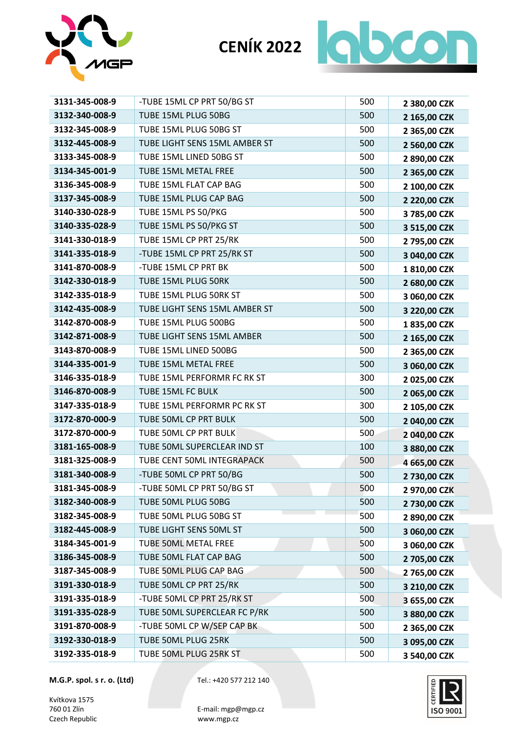# CENÍK 2022

| | | | |
|---|---|---|---|
| **3131-345-008-9** | -TUBE 15ML CP PRT 50/BG ST | 500 | **2 380,00 CZK** |
| **3132-340-008-9** | TUBE 15ML PLUG 50BG | 500 | **2 165,00 CZK** |
| **3132-345-008-9** | TUBE 15ML PLUG 50BG ST | 500 | **2 365,00 CZK** |
| **3132-445-008-9** | TUBE LIGHT SENS 15ML AMBER ST | 500 | **2 560,00 CZK** |
| **3133-345-008-9** | TUBE 15ML LINED 50BG ST | 500 | **2 890,00 CZK** |
| **3134-345-001-9** | TUBE 15ML METAL FREE | 500 | **2 365,00 CZK** |
| **3136-345-008-9** | TUBE 15ML FLAT CAP BAG | 500 | **2 100,00 CZK** |
| **3137-345-008-9** | TUBE 15ML PLUG CAP BAG | 500 | **2 220,00 CZK** |
| **3140-330-028-9** | TUBE 15ML PS 50/PKG | 500 | **3 785,00 CZK** |
| **3140-335-028-9** | TUBE 15ML PS 50/PKG ST | 500 | **3 515,00 CZK** |
| **3141-330-018-9** | TUBE 15ML CP PRT 25/RK | 500 | **2 795,00 CZK** |
| **3141-335-018-9** | -TUBE 15ML CP PRT 25/RK ST | 500 | **3 040,00 CZK** |
| **3141-870-008-9** | -TUBE 15ML CP PRT BK | 500 | **1 810,00 CZK** |
| **3142-330-018-9** | TUBE 15ML PLUG 50RK | 500 | **2 680,00 CZK** |
| **3142-335-018-9** | TUBE 15ML PLUG 50RK ST | 500 | **3 060,00 CZK** |
| **3142-435-008-9** | TUBE LIGHT SENS 15ML AMBER ST | 500 | **3 220,00 CZK** |
| **3142-870-008-9** | TUBE 15ML PLUG 500BG | 500 | **1 835,00 CZK** |
| **3142-871-008-9** | TUBE LIGHT SENS 15ML AMBER | 500 | **2 165,00 CZK** |
| **3143-870-008-9** | TUBE 15ML LINED 500BG | 500 | **2 365,00 CZK** |
| **3144-335-001-9** | TUBE 15ML METAL FREE | 500 | **3 060,00 CZK** |
| **3146-335-018-9** | TUBE 15ML PERFORMR FC RK ST | 300 | **2 025,00 CZK** |
| **3146-870-008-9** | TUBE 15ML FC BULK | 500 | **2 065,00 CZK** |
| **3147-335-018-9** | TUBE 15ML PERFORMR PC RK ST | 300 | **2 105,00 CZK** |
| **3172-870-000-9** | TUBE 50ML CP PRT BULK | 500 | **2 040,00 CZK** |
| **3172-870-000-9** | TUBE 50ML CP PRT BULK | 500 | **2 040,00 CZK** |
| **3181-165-008-9** | TUBE 50ML SUPERCLEAR IND ST | 100 | **3 880,00 CZK** |
| **3181-325-008-9** | TUBE CENT 50ML INTEGRAPACK | 500 | **4 665,00 CZK** |
| **3181-340-008-9** | -TUBE 50ML CP PRT 50/BG | 500 | **2 730,00 CZK** |
| **3181-345-008-9** | -TUBE 50ML CP PRT 50/BG ST | 500 | **2 970,00 CZK** |
| **3182-340-008-9** | TUBE 50ML PLUG 50BG | 500 | **2 730,00 CZK** |
| **3182-345-008-9** | TUBE 50ML PLUG 50BG ST | 500 | **2 890,00 CZK** |
| **3182-445-008-9** | TUBE LIGHT SENS 50ML ST | 500 | **3 060,00 CZK** |
| **3184-345-001-9** | TUBE 50ML METAL FREE | 500 | **3 060,00 CZK** |
| **3186-345-008-9** | TUBE 50ML FLAT CAP BAG | 500 | **2 705,00 CZK** |
| **3187-345-008-9** | TUBE 50ML PLUG CAP BAG | 500 | **2 765,00 CZK** |
| **3191-330-018-9** | TUBE 50ML CP PRT 25/RK | 500 | **3 210,00 CZK** |
| **3191-335-018-9** | -TUBE 50ML CP PRT 25/RK ST | 500 | **3 655,00 CZK** |
| **3191-335-028-9** | TUBE 50ML SUPERCLEAR FC P/RK | 500 | **3 880,00 CZK** |
| **3191-870-008-9** | -TUBE 50ML CP W/SEP CAP BK | 500 | **2 365,00 CZK** |
| **3192-330-018-9** | TUBE 50ML PLUG 25RK | 500 | **3 095,00 CZK** |
| **3192-335-018-9** | TUBE 50ML PLUG 25RK ST | 500 | **3 540,00 CZK** |

**M.G.P. spol. s r. o. (Ltd)**

Kvítkova 1575
760 01 Zlín
Czech Republic

Tel.: +420 577 212 140

E-mail: mgp@mgp.cz
www.mgp.cz

CERTIFIED ISO 9001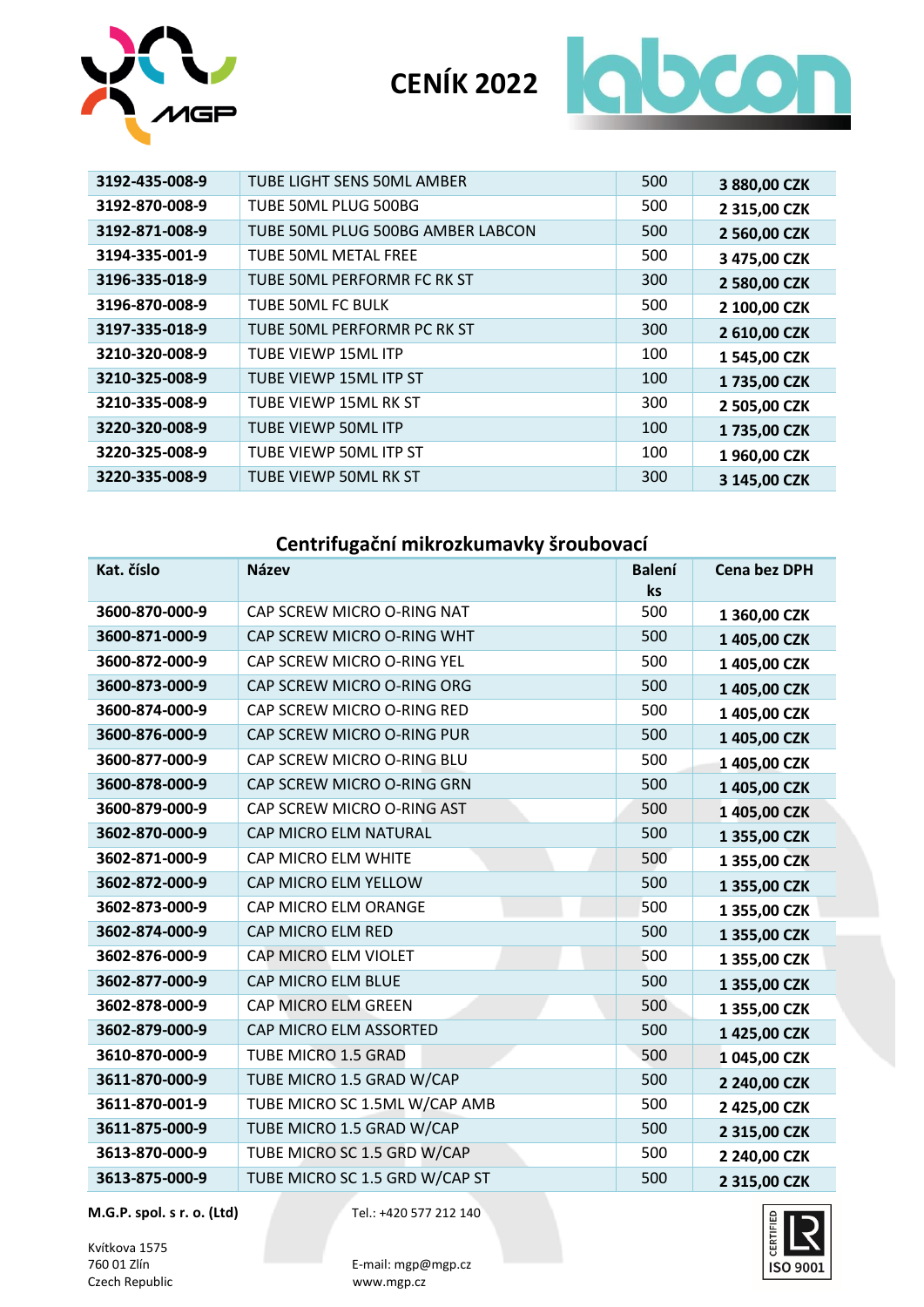| | | | |
|---|---|---|---|
| 3192-435-008-9 | TUBE LIGHT SENS 50ML AMBER | 500 | 3 880,00 CZK |
| 3192-870-008-9 | TUBE 50ML PLUG 500BG | 500 | 2 315,00 CZK |
| 3192-871-008-9 | TUBE 50ML PLUG 500BG AMBER LABCON | 500 | 2 560,00 CZK |
| 3194-335-001-9 | TUBE 50ML METAL FREE | 500 | 3 475,00 CZK |
| 3196-335-018-9 | TUBE 50ML PERFORMR FC RK ST | 300 | 2 580,00 CZK |
| 3196-870-008-9 | TUBE 50ML FC BULK | 500 | 2 100,00 CZK |
| 3197-335-018-9 | TUBE 50ML PERFORMR PC RK ST | 300 | 2 610,00 CZK |
| 3210-320-008-9 | TUBE VIEWP 15ML ITP | 100 | 1 545,00 CZK |
| 3210-325-008-9 | TUBE VIEWP 15ML ITP ST | 100 | 1 735,00 CZK |
| 3210-335-008-9 | TUBE VIEWP 15ML RK ST | 300 | 2 505,00 CZK |
| 3220-320-008-9 | TUBE VIEWP 50ML ITP | 100 | 1 735,00 CZK |
| 3220-325-008-9 | TUBE VIEWP 50ML ITP ST | 100 | 1 960,00 CZK |
| 3220-335-008-9 | TUBE VIEWP 50ML RK ST | 300 | 3 145,00 CZK |

## Centrifugační mikrozkumavky šroubovací

| Kat. číslo | Název | Balení ks | Cena bez DPH |
|---|---|---|---|
| 3600-870-000-9 | CAP SCREW MICRO O-RING NAT | 500 | 1 360,00 CZK |
| 3600-871-000-9 | CAP SCREW MICRO O-RING WHT | 500 | 1 405,00 CZK |
| 3600-872-000-9 | CAP SCREW MICRO O-RING YEL | 500 | 1 405,00 CZK |
| 3600-873-000-9 | CAP SCREW MICRO O-RING ORG | 500 | 1 405,00 CZK |
| 3600-874-000-9 | CAP SCREW MICRO O-RING RED | 500 | 1 405,00 CZK |
| 3600-876-000-9 | CAP SCREW MICRO O-RING PUR | 500 | 1 405,00 CZK |
| 3600-877-000-9 | CAP SCREW MICRO O-RING BLU | 500 | 1 405,00 CZK |
| 3600-878-000-9 | CAP SCREW MICRO O-RING GRN | 500 | 1 405,00 CZK |
| 3600-879-000-9 | CAP SCREW MICRO O-RING AST | 500 | 1 405,00 CZK |
| 3602-870-000-9 | CAP MICRO ELM NATURAL | 500 | 1 355,00 CZK |
| 3602-871-000-9 | CAP MICRO ELM WHITE | 500 | 1 355,00 CZK |
| 3602-872-000-9 | CAP MICRO ELM YELLOW | 500 | 1 355,00 CZK |
| 3602-873-000-9 | CAP MICRO ELM ORANGE | 500 | 1 355,00 CZK |
| 3602-874-000-9 | CAP MICRO ELM RED | 500 | 1 355,00 CZK |
| 3602-876-000-9 | CAP MICRO ELM VIOLET | 500 | 1 355,00 CZK |
| 3602-877-000-9 | CAP MICRO ELM BLUE | 500 | 1 355,00 CZK |
| 3602-878-000-9 | CAP MICRO ELM GREEN | 500 | 1 355,00 CZK |
| 3602-879-000-9 | CAP MICRO ELM ASSORTED | 500 | 1 425,00 CZK |
| 3610-870-000-9 | TUBE MICRO 1.5 GRAD | 500 | 1 045,00 CZK |
| 3611-870-000-9 | TUBE MICRO 1.5 GRAD W/CAP | 500 | 2 240,00 CZK |
| 3611-870-001-9 | TUBE MICRO SC 1.5ML W/CAP AMB | 500 | 2 425,00 CZK |
| 3611-875-000-9 | TUBE MICRO 1.5 GRAD W/CAP | 500 | 2 315,00 CZK |
| 3613-870-000-9 | TUBE MICRO SC 1.5 GRD W/CAP | 500 | 2 240,00 CZK |
| 3613-875-000-9 | TUBE MICRO SC 1.5 GRD W/CAP ST | 500 | 2 315,00 CZK |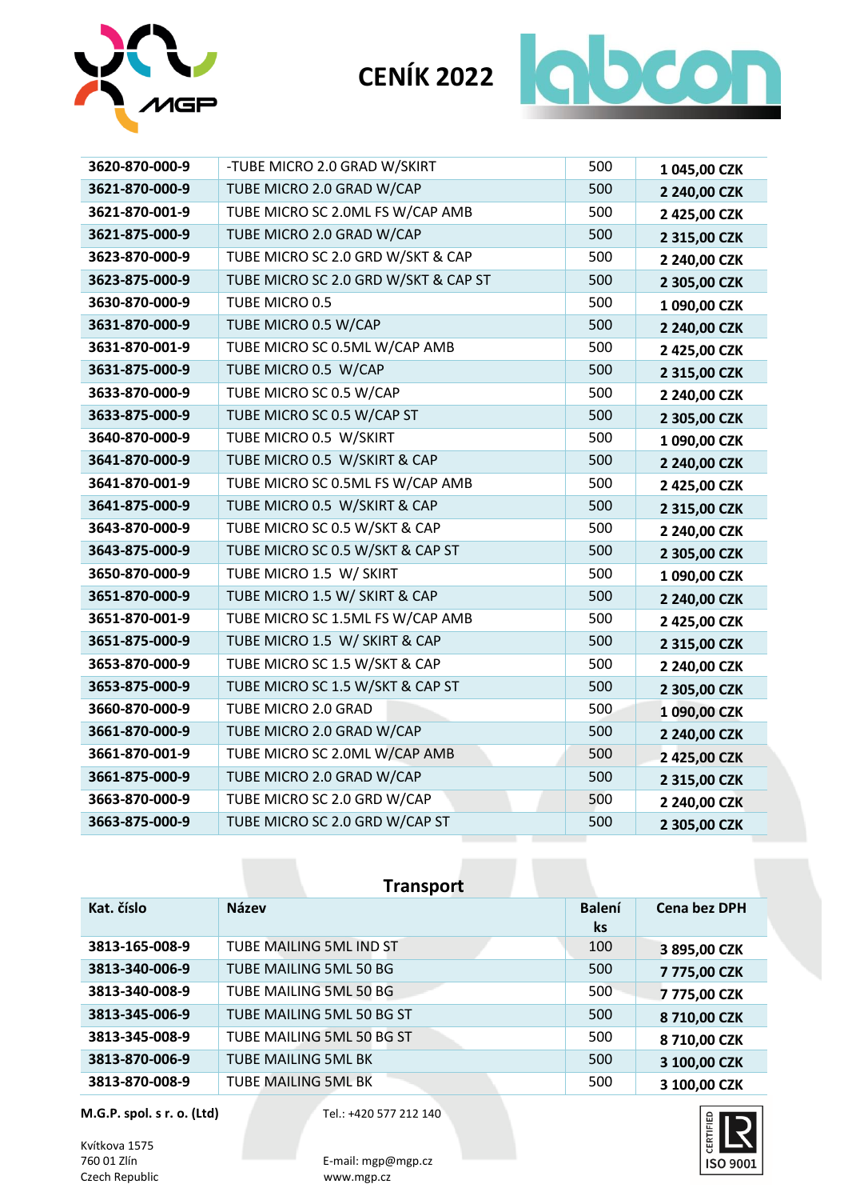# CENÍK 2022

| | | | |
|---|---|---|---|
| **3620-870-000-9** | -TUBE MICRO 2.0 GRAD W/SKIRT | 500 | **1 045,00 CZK** |
| **3621-870-000-9** | TUBE MICRO 2.0 GRAD W/CAP | 500 | **2 240,00 CZK** |
| **3621-870-001-9** | TUBE MICRO SC 2.0ML FS W/CAP AMB | 500 | **2 425,00 CZK** |
| **3621-875-000-9** | TUBE MICRO 2.0 GRAD W/CAP | 500 | **2 315,00 CZK** |
| **3623-870-000-9** | TUBE MICRO SC 2.0 GRD W/SKT & CAP | 500 | **2 240,00 CZK** |
| **3623-875-000-9** | TUBE MICRO SC 2.0 GRD W/SKT & CAP ST | 500 | **2 305,00 CZK** |
| **3630-870-000-9** | TUBE MICRO 0.5 | 500 | **1 090,00 CZK** |
| **3631-870-000-9** | TUBE MICRO 0.5 W/CAP | 500 | **2 240,00 CZK** |
| **3631-870-001-9** | TUBE MICRO SC 0.5ML W/CAP AMB | 500 | **2 425,00 CZK** |
| **3631-875-000-9** | TUBE MICRO 0.5 W/CAP | 500 | **2 315,00 CZK** |
| **3633-870-000-9** | TUBE MICRO SC 0.5 W/CAP | 500 | **2 240,00 CZK** |
| **3633-875-000-9** | TUBE MICRO SC 0.5 W/CAP ST | 500 | **2 305,00 CZK** |
| **3640-870-000-9** | TUBE MICRO 0.5 W/SKIRT | 500 | **1 090,00 CZK** |
| **3641-870-000-9** | TUBE MICRO 0.5 W/SKIRT & CAP | 500 | **2 240,00 CZK** |
| **3641-870-001-9** | TUBE MICRO SC 0.5ML FS W/CAP AMB | 500 | **2 425,00 CZK** |
| **3641-875-000-9** | TUBE MICRO 0.5 W/SKIRT & CAP | 500 | **2 315,00 CZK** |
| **3643-870-000-9** | TUBE MICRO SC 0.5 W/SKT & CAP | 500 | **2 240,00 CZK** |
| **3643-875-000-9** | TUBE MICRO SC 0.5 W/SKT & CAP ST | 500 | **2 305,00 CZK** |
| **3650-870-000-9** | TUBE MICRO 1.5 W/ SKIRT | 500 | **1 090,00 CZK** |
| **3651-870-000-9** | TUBE MICRO 1.5 W/ SKIRT & CAP | 500 | **2 240,00 CZK** |
| **3651-870-001-9** | TUBE MICRO SC 1.5ML FS W/CAP AMB | 500 | **2 425,00 CZK** |
| **3651-875-000-9** | TUBE MICRO 1.5 W/ SKIRT & CAP | 500 | **2 315,00 CZK** |
| **3653-870-000-9** | TUBE MICRO SC 1.5 W/SKT & CAP | 500 | **2 240,00 CZK** |
| **3653-875-000-9** | TUBE MICRO SC 1.5 W/SKT & CAP ST | 500 | **2 305,00 CZK** |
| **3660-870-000-9** | TUBE MICRO 2.0 GRAD | 500 | **1 090,00 CZK** |
| **3661-870-000-9** | TUBE MICRO 2.0 GRAD W/CAP | 500 | **2 240,00 CZK** |
| **3661-870-001-9** | TUBE MICRO SC 2.0ML W/CAP AMB | 500 | **2 425,00 CZK** |
| **3661-875-000-9** | TUBE MICRO 2.0 GRAD W/CAP | 500 | **2 315,00 CZK** |
| **3663-870-000-9** | TUBE MICRO SC 2.0 GRD W/CAP | 500 | **2 240,00 CZK** |
| **3663-875-000-9** | TUBE MICRO SC 2.0 GRD W/CAP ST | 500 | **2 305,00 CZK** |

## Transport

| Kat. číslo | Název | Balení ks | Cena bez DPH |
|---|---|---|---|
| **3813-165-008-9** | TUBE MAILING 5ML IND ST | 100 | **3 895,00 CZK** |
| **3813-340-006-9** | TUBE MAILING 5ML 50 BG | 500 | **7 775,00 CZK** |
| **3813-340-008-9** | TUBE MAILING 5ML 50 BG | 500 | **7 775,00 CZK** |
| **3813-345-006-9** | TUBE MAILING 5ML 50 BG ST | 500 | **8 710,00 CZK** |
| **3813-345-008-9** | TUBE MAILING 5ML 50 BG ST | 500 | **8 710,00 CZK** |
| **3813-870-006-9** | TUBE MAILING 5ML BK | 500 | **3 100,00 CZK** |
| **3813-870-008-9** | TUBE MAILING 5ML BK | 500 | **3 100,00 CZK** |

**M.G.P. spol. s r. o. (Ltd)**

Kvítkova 1575
760 01 Zlín
Czech Republic

Tel.: +420 577 212 140

E-mail: mgp@mgp.cz
www.mgp.cz

CERTIFIED ISO 9001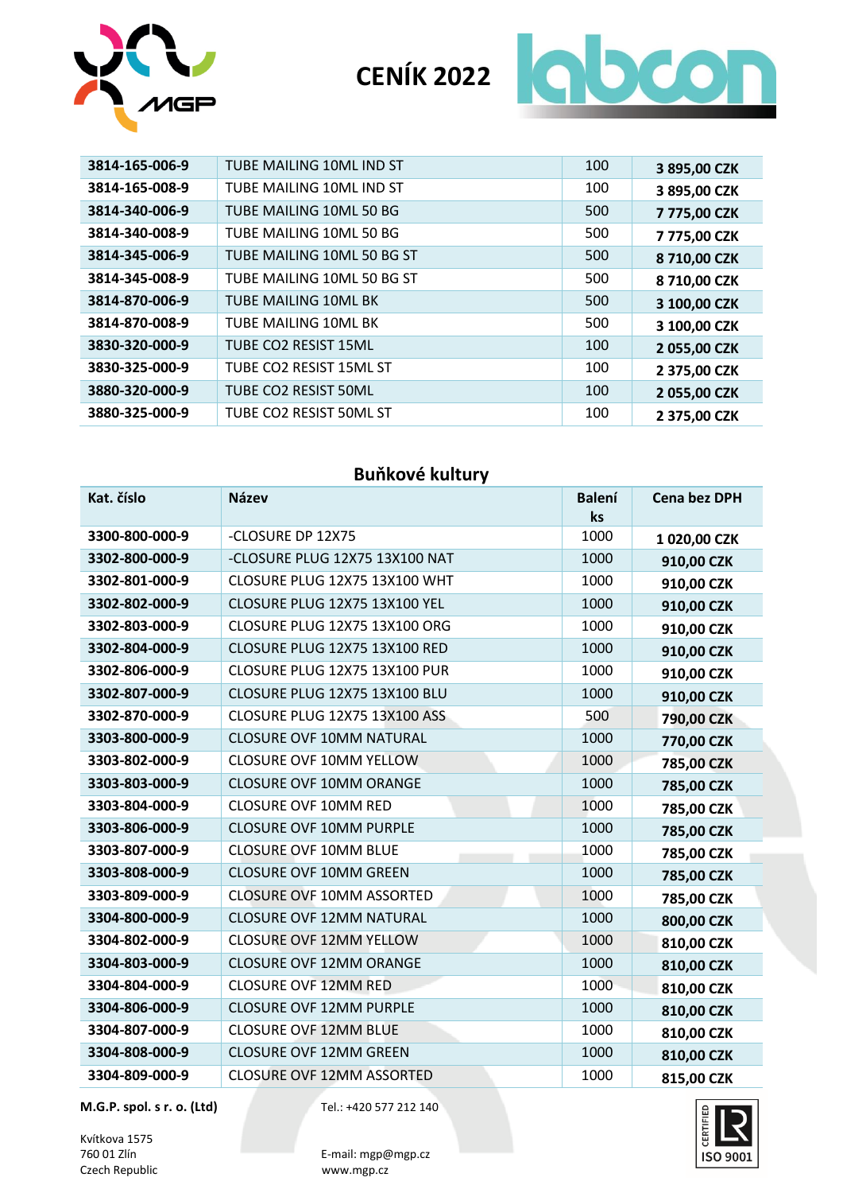# CENÍK 2022

| | | | |
|---|---|---|---|
| 3814-165-006-9 | TUBE MAILING 10ML IND ST | 100 | 3 895,00 CZK |
| 3814-165-008-9 | TUBE MAILING 10ML IND ST | 100 | 3 895,00 CZK |
| 3814-340-006-9 | TUBE MAILING 10ML 50 BG | 500 | 7 775,00 CZK |
| 3814-340-008-9 | TUBE MAILING 10ML 50 BG | 500 | 7 775,00 CZK |
| 3814-345-006-9 | TUBE MAILING 10ML 50 BG ST | 500 | 8 710,00 CZK |
| 3814-345-008-9 | TUBE MAILING 10ML 50 BG ST | 500 | 8 710,00 CZK |
| 3814-870-006-9 | TUBE MAILING 10ML BK | 500 | 3 100,00 CZK |
| 3814-870-008-9 | TUBE MAILING 10ML BK | 500 | 3 100,00 CZK |
| 3830-320-000-9 | TUBE CO2 RESIST 15ML | 100 | 2 055,00 CZK |
| 3830-325-000-9 | TUBE CO2 RESIST 15ML ST | 100 | 2 375,00 CZK |
| 3880-320-000-9 | TUBE CO2 RESIST 50ML | 100 | 2 055,00 CZK |
| 3880-325-000-9 | TUBE CO2 RESIST 50ML ST | 100 | 2 375,00 CZK |

## Buňkové kultury

| Kat. číslo | Název | Balení ks | Cena bez DPH |
|---|---|---|---|
| 3300-800-000-9 | -CLOSURE DP 12X75 | 1000 | 1 020,00 CZK |
| 3302-800-000-9 | -CLOSURE PLUG 12X75 13X100 NAT | 1000 | 910,00 CZK |
| 3302-801-000-9 | CLOSURE PLUG 12X75 13X100 WHT | 1000 | 910,00 CZK |
| 3302-802-000-9 | CLOSURE PLUG 12X75 13X100 YEL | 1000 | 910,00 CZK |
| 3302-803-000-9 | CLOSURE PLUG 12X75 13X100 ORG | 1000 | 910,00 CZK |
| 3302-804-000-9 | CLOSURE PLUG 12X75 13X100 RED | 1000 | 910,00 CZK |
| 3302-806-000-9 | CLOSURE PLUG 12X75 13X100 PUR | 1000 | 910,00 CZK |
| 3302-807-000-9 | CLOSURE PLUG 12X75 13X100 BLU | 1000 | 910,00 CZK |
| 3302-870-000-9 | CLOSURE PLUG 12X75 13X100 ASS | 500 | 790,00 CZK |
| 3303-800-000-9 | CLOSURE OVF 10MM NATURAL | 1000 | 770,00 CZK |
| 3303-802-000-9 | CLOSURE OVF 10MM YELLOW | 1000 | 785,00 CZK |
| 3303-803-000-9 | CLOSURE OVF 10MM ORANGE | 1000 | 785,00 CZK |
| 3303-804-000-9 | CLOSURE OVF 10MM RED | 1000 | 785,00 CZK |
| 3303-806-000-9 | CLOSURE OVF 10MM PURPLE | 1000 | 785,00 CZK |
| 3303-807-000-9 | CLOSURE OVF 10MM BLUE | 1000 | 785,00 CZK |
| 3303-808-000-9 | CLOSURE OVF 10MM GREEN | 1000 | 785,00 CZK |
| 3303-809-000-9 | CLOSURE OVF 10MM ASSORTED | 1000 | 785,00 CZK |
| 3304-800-000-9 | CLOSURE OVF 12MM NATURAL | 1000 | 800,00 CZK |
| 3304-802-000-9 | CLOSURE OVF 12MM YELLOW | 1000 | 810,00 CZK |
| 3304-803-000-9 | CLOSURE OVF 12MM ORANGE | 1000 | 810,00 CZK |
| 3304-804-000-9 | CLOSURE OVF 12MM RED | 1000 | 810,00 CZK |
| 3304-806-000-9 | CLOSURE OVF 12MM PURPLE | 1000 | 810,00 CZK |
| 3304-807-000-9 | CLOSURE OVF 12MM BLUE | 1000 | 810,00 CZK |
| 3304-808-000-9 | CLOSURE OVF 12MM GREEN | 1000 | 810,00 CZK |
| 3304-809-000-9 | CLOSURE OVF 12MM ASSORTED | 1000 | 815,00 CZK |

**M.G.P. spol. s r. o. (Ltd)**
Kvítkova 1575
760 01 Zlín
Czech Republic

Tel.: +420 577 212 140
E-mail: mgp@mgp.cz
www.mgp.cz

CERTIFIED ISO 9001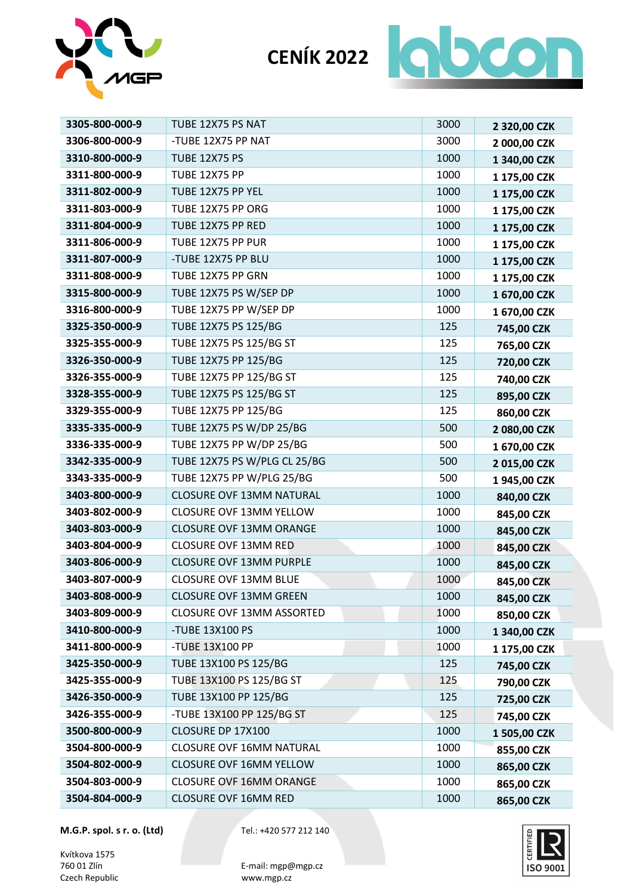# CENÍK 2022

| | | | |
|---|---|---|---|
| **3305-800-000-9** | TUBE 12X75 PS NAT | 3000 | **2 320,00 CZK** |
| **3306-800-000-9** | -TUBE 12X75 PP NAT | 3000 | **2 000,00 CZK** |
| **3310-800-000-9** | TUBE 12X75 PS | 1000 | **1 340,00 CZK** |
| **3311-800-000-9** | TUBE 12X75 PP | 1000 | **1 175,00 CZK** |
| **3311-802-000-9** | TUBE 12X75 PP YEL | 1000 | **1 175,00 CZK** |
| **3311-803-000-9** | TUBE 12X75 PP ORG | 1000 | **1 175,00 CZK** |
| **3311-804-000-9** | TUBE 12X75 PP RED | 1000 | **1 175,00 CZK** |
| **3311-806-000-9** | TUBE 12X75 PP PUR | 1000 | **1 175,00 CZK** |
| **3311-807-000-9** | -TUBE 12X75 PP BLU | 1000 | **1 175,00 CZK** |
| **3311-808-000-9** | TUBE 12X75 PP GRN | 1000 | **1 175,00 CZK** |
| **3315-800-000-9** | TUBE 12X75 PS W/SEP DP | 1000 | **1 670,00 CZK** |
| **3316-800-000-9** | TUBE 12X75 PP W/SEP DP | 1000 | **1 670,00 CZK** |
| **3325-350-000-9** | TUBE 12X75 PS 125/BG | 125 | **745,00 CZK** |
| **3325-355-000-9** | TUBE 12X75 PS 125/BG ST | 125 | **765,00 CZK** |
| **3326-350-000-9** | TUBE 12X75 PP 125/BG | 125 | **720,00 CZK** |
| **3326-355-000-9** | TUBE 12X75 PP 125/BG ST | 125 | **740,00 CZK** |
| **3328-355-000-9** | TUBE 12X75 PS 125/BG ST | 125 | **895,00 CZK** |
| **3329-355-000-9** | TUBE 12X75 PP 125/BG | 125 | **860,00 CZK** |
| **3335-335-000-9** | TUBE 12X75 PS W/DP 25/BG | 500 | **2 080,00 CZK** |
| **3336-335-000-9** | TUBE 12X75 PP W/DP 25/BG | 500 | **1 670,00 CZK** |
| **3342-335-000-9** | TUBE 12X75 PS W/PLG CL 25/BG | 500 | **2 015,00 CZK** |
| **3343-335-000-9** | TUBE 12X75 PP W/PLG 25/BG | 500 | **1 945,00 CZK** |
| **3403-800-000-9** | CLOSURE OVF 13MM NATURAL | 1000 | **840,00 CZK** |
| **3403-802-000-9** | CLOSURE OVF 13MM YELLOW | 1000 | **845,00 CZK** |
| **3403-803-000-9** | CLOSURE OVF 13MM ORANGE | 1000 | **845,00 CZK** |
| **3403-804-000-9** | CLOSURE OVF 13MM RED | 1000 | **845,00 CZK** |
| **3403-806-000-9** | CLOSURE OVF 13MM PURPLE | 1000 | **845,00 CZK** |
| **3403-807-000-9** | CLOSURE OVF 13MM BLUE | 1000 | **845,00 CZK** |
| **3403-808-000-9** | CLOSURE OVF 13MM GREEN | 1000 | **845,00 CZK** |
| **3403-809-000-9** | CLOSURE OVF 13MM ASSORTED | 1000 | **850,00 CZK** |
| **3410-800-000-9** | -TUBE 13X100 PS | 1000 | **1 340,00 CZK** |
| **3411-800-000-9** | -TUBE 13X100 PP | 1000 | **1 175,00 CZK** |
| **3425-350-000-9** | TUBE 13X100 PS 125/BG | 125 | **745,00 CZK** |
| **3425-355-000-9** | TUBE 13X100 PS 125/BG ST | 125 | **790,00 CZK** |
| **3426-350-000-9** | TUBE 13X100 PP 125/BG | 125 | **725,00 CZK** |
| **3426-355-000-9** | -TUBE 13X100 PP 125/BG ST | 125 | **745,00 CZK** |
| **3500-800-000-9** | CLOSURE DP 17X100 | 1000 | **1 505,00 CZK** |
| **3504-800-000-9** | CLOSURE OVF 16MM NATURAL | 1000 | **855,00 CZK** |
| **3504-802-000-9** | CLOSURE OVF 16MM YELLOW | 1000 | **865,00 CZK** |
| **3504-803-000-9** | CLOSURE OVF 16MM ORANGE | 1000 | **865,00 CZK** |
| **3504-804-000-9** | CLOSURE OVF 16MM RED | 1000 | **865,00 CZK** |

**M.G.P. spol. s r. o. (Ltd)**

Kvítkova 1575
760 01 Zlín
Czech Republic

Tel.: +420 577 212 140

E-mail: mgp@mgp.cz
www.mgp.cz

CERTIFIED ISO 9001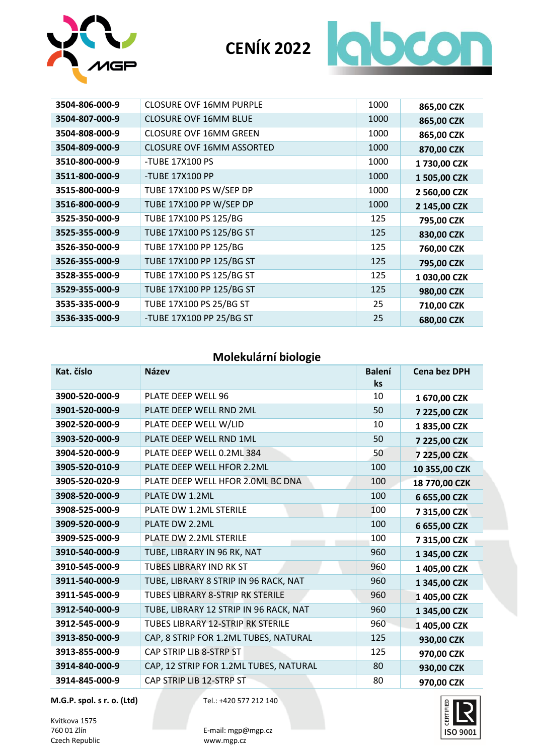# CENÍK 2022

| | | | |
|---|---|---|---|
| **3504-806-000-9** | CLOSURE OVF 16MM PURPLE | 1000 | **865,00 CZK** |
| **3504-807-000-9** | CLOSURE OVF 16MM BLUE | 1000 | **865,00 CZK** |
| **3504-808-000-9** | CLOSURE OVF 16MM GREEN | 1000 | **865,00 CZK** |
| **3504-809-000-9** | CLOSURE OVF 16MM ASSORTED | 1000 | **870,00 CZK** |
| **3510-800-000-9** | -TUBE 17X100 PS | 1000 | **1 730,00 CZK** |
| **3511-800-000-9** | -TUBE 17X100 PP | 1000 | **1 505,00 CZK** |
| **3515-800-000-9** | TUBE 17X100 PS W/SEP DP | 1000 | **2 560,00 CZK** |
| **3516-800-000-9** | TUBE 17X100 PP W/SEP DP | 1000 | **2 145,00 CZK** |
| **3525-350-000-9** | TUBE 17X100 PS 125/BG | 125 | **795,00 CZK** |
| **3525-355-000-9** | TUBE 17X100 PS 125/BG ST | 125 | **830,00 CZK** |
| **3526-350-000-9** | TUBE 17X100 PP 125/BG | 125 | **760,00 CZK** |
| **3526-355-000-9** | TUBE 17X100 PP 125/BG ST | 125 | **795,00 CZK** |
| **3528-355-000-9** | TUBE 17X100 PS 125/BG ST | 125 | **1 030,00 CZK** |
| **3529-355-000-9** | TUBE 17X100 PP 125/BG ST | 125 | **980,00 CZK** |
| **3535-335-000-9** | TUBE 17X100 PS 25/BG ST | 25 | **710,00 CZK** |
| **3536-335-000-9** | -TUBE 17X100 PP 25/BG ST | 25 | **680,00 CZK** |

## Molekulární biologie

| Kat. číslo | Název | Balení ks | Cena bez DPH |
|---|---|---|---|
| **3900-520-000-9** | PLATE DEEP WELL 96 | 10 | **1 670,00 CZK** |
| **3901-520-000-9** | PLATE DEEP WELL RND 2ML | 50 | **7 225,00 CZK** |
| **3902-520-000-9** | PLATE DEEP WELL W/LID | 10 | **1 835,00 CZK** |
| **3903-520-000-9** | PLATE DEEP WELL RND 1ML | 50 | **7 225,00 CZK** |
| **3904-520-000-9** | PLATE DEEP WELL 0.2ML 384 | 50 | **7 225,00 CZK** |
| **3905-520-010-9** | PLATE DEEP WELL HFOR 2.2ML | 100 | **10 355,00 CZK** |
| **3905-520-020-9** | PLATE DEEP WELL HFOR 2.0ML BC DNA | 100 | **18 770,00 CZK** |
| **3908-520-000-9** | PLATE DW 1.2ML | 100 | **6 655,00 CZK** |
| **3908-525-000-9** | PLATE DW 1.2ML STERILE | 100 | **7 315,00 CZK** |
| **3909-520-000-9** | PLATE DW 2.2ML | 100 | **6 655,00 CZK** |
| **3909-525-000-9** | PLATE DW 2.2ML STERILE | 100 | **7 315,00 CZK** |
| **3910-540-000-9** | TUBE, LIBRARY IN 96 RK, NAT | 960 | **1 345,00 CZK** |
| **3910-545-000-9** | TUBES LIBRARY IND RK ST | 960 | **1 405,00 CZK** |
| **3911-540-000-9** | TUBE, LIBRARY 8 STRIP IN 96 RACK, NAT | 960 | **1 345,00 CZK** |
| **3911-545-000-9** | TUBES LIBRARY 8-STRIP RK STERILE | 960 | **1 405,00 CZK** |
| **3912-540-000-9** | TUBE, LIBRARY 12 STRIP IN 96 RACK, NAT | 960 | **1 345,00 CZK** |
| **3912-545-000-9** | TUBES LIBRARY 12-STRIP RK STERILE | 960 | **1 405,00 CZK** |
| **3913-850-000-9** | CAP, 8 STRIP FOR 1.2ML TUBES, NATURAL | 125 | **930,00 CZK** |
| **3913-855-000-9** | CAP STRIP LIB 8-STRP ST | 125 | **970,00 CZK** |
| **3914-840-000-9** | CAP, 12 STRIP FOR 1.2ML TUBES, NATURAL | 80 | **930,00 CZK** |
| **3914-845-000-9** | CAP STRIP LIB 12-STRP ST | 80 | **970,00 CZK** |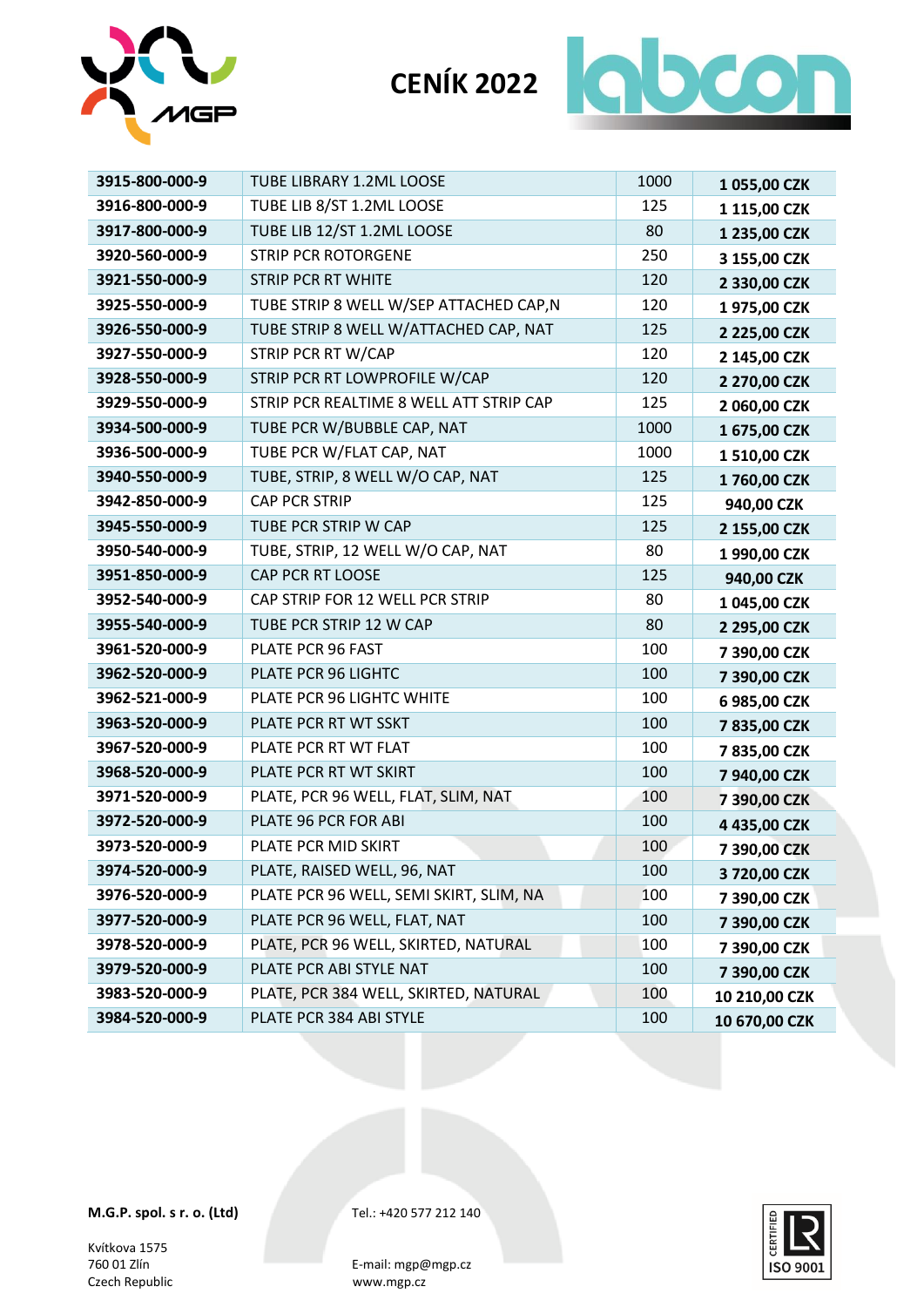# CENÍK 2022

| | | | |
|---|---|---|---|
| **3915-800-000-9** | TUBE LIBRARY 1.2ML LOOSE | 1000 | **1 055,00 CZK** |
| **3916-800-000-9** | TUBE LIB 8/ST 1.2ML LOOSE | 125 | **1 115,00 CZK** |
| **3917-800-000-9** | TUBE LIB 12/ST 1.2ML LOOSE | 80 | **1 235,00 CZK** |
| **3920-560-000-9** | STRIP PCR ROTORGENE | 250 | **3 155,00 CZK** |
| **3921-550-000-9** | STRIP PCR RT WHITE | 120 | **2 330,00 CZK** |
| **3925-550-000-9** | TUBE STRIP 8 WELL W/SEP ATTACHED CAP,N | 120 | **1 975,00 CZK** |
| **3926-550-000-9** | TUBE STRIP 8 WELL W/ATTACHED CAP, NAT | 125 | **2 225,00 CZK** |
| **3927-550-000-9** | STRIP PCR RT W/CAP | 120 | **2 145,00 CZK** |
| **3928-550-000-9** | STRIP PCR RT LOWPROFILE W/CAP | 120 | **2 270,00 CZK** |
| **3929-550-000-9** | STRIP PCR REALTIME 8 WELL ATT STRIP CAP | 125 | **2 060,00 CZK** |
| **3934-500-000-9** | TUBE PCR W/BUBBLE CAP, NAT | 1000 | **1 675,00 CZK** |
| **3936-500-000-9** | TUBE PCR W/FLAT CAP, NAT | 1000 | **1 510,00 CZK** |
| **3940-550-000-9** | TUBE, STRIP, 8 WELL W/O CAP, NAT | 125 | **1 760,00 CZK** |
| **3942-850-000-9** | CAP PCR STRIP | 125 | **940,00 CZK** |
| **3945-550-000-9** | TUBE PCR STRIP W CAP | 125 | **2 155,00 CZK** |
| **3950-540-000-9** | TUBE, STRIP, 12 WELL W/O CAP, NAT | 80 | **1 990,00 CZK** |
| **3951-850-000-9** | CAP PCR RT LOOSE | 125 | **940,00 CZK** |
| **3952-540-000-9** | CAP STRIP FOR 12 WELL PCR STRIP | 80 | **1 045,00 CZK** |
| **3955-540-000-9** | TUBE PCR STRIP 12 W CAP | 80 | **2 295,00 CZK** |
| **3961-520-000-9** | PLATE PCR 96 FAST | 100 | **7 390,00 CZK** |
| **3962-520-000-9** | PLATE PCR 96 LIGHTC | 100 | **7 390,00 CZK** |
| **3962-521-000-9** | PLATE PCR 96 LIGHTC WHITE | 100 | **6 985,00 CZK** |
| **3963-520-000-9** | PLATE PCR RT WT SSKT | 100 | **7 835,00 CZK** |
| **3967-520-000-9** | PLATE PCR RT WT FLAT | 100 | **7 835,00 CZK** |
| **3968-520-000-9** | PLATE PCR RT WT SKIRT | 100 | **7 940,00 CZK** |
| **3971-520-000-9** | PLATE, PCR 96 WELL, FLAT, SLIM, NAT | 100 | **7 390,00 CZK** |
| **3972-520-000-9** | PLATE 96 PCR FOR ABI | 100 | **4 435,00 CZK** |
| **3973-520-000-9** | PLATE PCR MID SKIRT | 100 | **7 390,00 CZK** |
| **3974-520-000-9** | PLATE, RAISED WELL, 96, NAT | 100 | **3 720,00 CZK** |
| **3976-520-000-9** | PLATE PCR 96 WELL, SEMI SKIRT, SLIM, NA | 100 | **7 390,00 CZK** |
| **3977-520-000-9** | PLATE PCR 96 WELL, FLAT, NAT | 100 | **7 390,00 CZK** |
| **3978-520-000-9** | PLATE, PCR 96 WELL, SKIRTED, NATURAL | 100 | **7 390,00 CZK** |
| **3979-520-000-9** | PLATE PCR ABI STYLE NAT | 100 | **7 390,00 CZK** |
| **3983-520-000-9** | PLATE, PCR 384 WELL, SKIRTED, NATURAL | 100 | **10 210,00 CZK** |
| **3984-520-000-9** | PLATE PCR 384 ABI STYLE | 100 | **10 670,00 CZK** |

**M.G.P. spol. s r. o. (Ltd)**

Kvítkova 1575
760 01 Zlín
Czech Republic

Tel.: +420 577 212 140

E-mail: mgp@mgp.cz
www.mgp.cz

CERTIFIED ISO 9001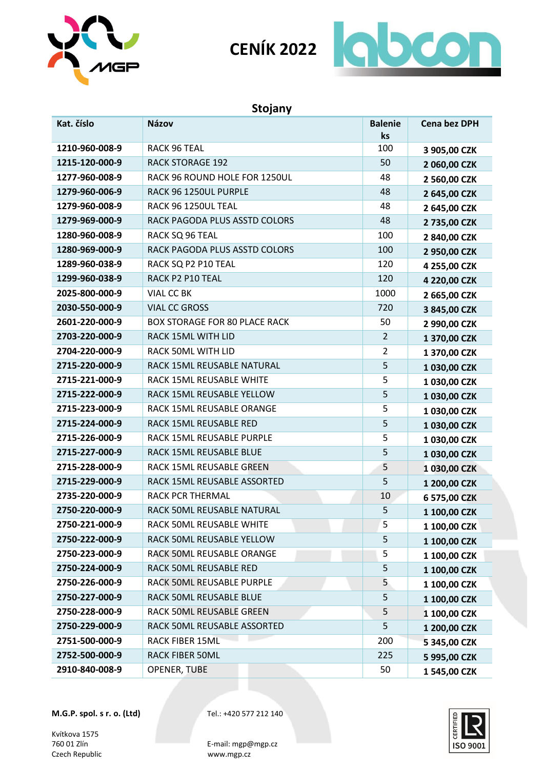# CENÍK 2022

## Stojany

| Kat. číslo | Názov | Balenie ks | Cena bez DPH |
|---|---|---|---|
| 1210-960-008-9 | RACK 96 TEAL | 100 | 3 905,00 CZK |
| 1215-120-000-9 | RACK STORAGE 192 | 50 | 2 060,00 CZK |
| 1277-960-008-9 | RACK 96 ROUND HOLE FOR 1250UL | 48 | 2 560,00 CZK |
| 1279-960-006-9 | RACK 96 1250UL PURPLE | 48 | 2 645,00 CZK |
| 1279-960-008-9 | RACK 96 1250UL TEAL | 48 | 2 645,00 CZK |
| 1279-969-000-9 | RACK PAGODA PLUS ASSTD COLORS | 48 | 2 735,00 CZK |
| 1280-960-008-9 | RACK SQ 96 TEAL | 100 | 2 840,00 CZK |
| 1280-969-000-9 | RACK PAGODA PLUS ASSTD COLORS | 100 | 2 950,00 CZK |
| 1289-960-038-9 | RACK SQ P2 P10 TEAL | 120 | 4 255,00 CZK |
| 1299-960-038-9 | RACK P2 P10 TEAL | 120 | 4 220,00 CZK |
| 2025-800-000-9 | VIAL CC BK | 1000 | 2 665,00 CZK |
| 2030-550-000-9 | VIAL CC GROSS | 720 | 3 845,00 CZK |
| 2601-220-000-9 | BOX STORAGE FOR 80 PLACE RACK | 50 | 2 990,00 CZK |
| 2703-220-000-9 | RACK 15ML WITH LID | 2 | 1 370,00 CZK |
| 2704-220-000-9 | RACK 50ML WITH LID | 2 | 1 370,00 CZK |
| 2715-220-000-9 | RACK 15ML REUSABLE NATURAL | 5 | 1 030,00 CZK |
| 2715-221-000-9 | RACK 15ML REUSABLE WHITE | 5 | 1 030,00 CZK |
| 2715-222-000-9 | RACK 15ML REUSABLE YELLOW | 5 | 1 030,00 CZK |
| 2715-223-000-9 | RACK 15ML REUSABLE ORANGE | 5 | 1 030,00 CZK |
| 2715-224-000-9 | RACK 15ML REUSABLE RED | 5 | 1 030,00 CZK |
| 2715-226-000-9 | RACK 15ML REUSABLE PURPLE | 5 | 1 030,00 CZK |
| 2715-227-000-9 | RACK 15ML REUSABLE BLUE | 5 | 1 030,00 CZK |
| 2715-228-000-9 | RACK 15ML REUSABLE GREEN | 5 | 1 030,00 CZK |
| 2715-229-000-9 | RACK 15ML REUSABLE ASSORTED | 5 | 1 200,00 CZK |
| 2735-220-000-9 | RACK PCR THERMAL | 10 | 6 575,00 CZK |
| 2750-220-000-9 | RACK 50ML REUSABLE NATURAL | 5 | 1 100,00 CZK |
| 2750-221-000-9 | RACK 50ML REUSABLE WHITE | 5 | 1 100,00 CZK |
| 2750-222-000-9 | RACK 50ML REUSABLE YELLOW | 5 | 1 100,00 CZK |
| 2750-223-000-9 | RACK 50ML REUSABLE ORANGE | 5 | 1 100,00 CZK |
| 2750-224-000-9 | RACK 50ML REUSABLE RED | 5 | 1 100,00 CZK |
| 2750-226-000-9 | RACK 50ML REUSABLE PURPLE | 5 | 1 100,00 CZK |
| 2750-227-000-9 | RACK 50ML REUSABLE BLUE | 5 | 1 100,00 CZK |
| 2750-228-000-9 | RACK 50ML REUSABLE GREEN | 5 | 1 100,00 CZK |
| 2750-229-000-9 | RACK 50ML REUSABLE ASSORTED | 5 | 1 200,00 CZK |
| 2751-500-000-9 | RACK FIBER 15ML | 200 | 5 345,00 CZK |
| 2752-500-000-9 | RACK FIBER 50ML | 225 | 5 995,00 CZK |
| 2910-840-008-9 | OPENER, TUBE | 50 | 1 545,00 CZK |

**M.G.P. spol. s r. o. (Ltd)**

Kvítkova 1575
760 01 Zlín
Czech Republic

Tel.: +420 577 212 140

E-mail: mgp@mgp.cz
www.mgp.cz

CERTIFIED ISO 9001